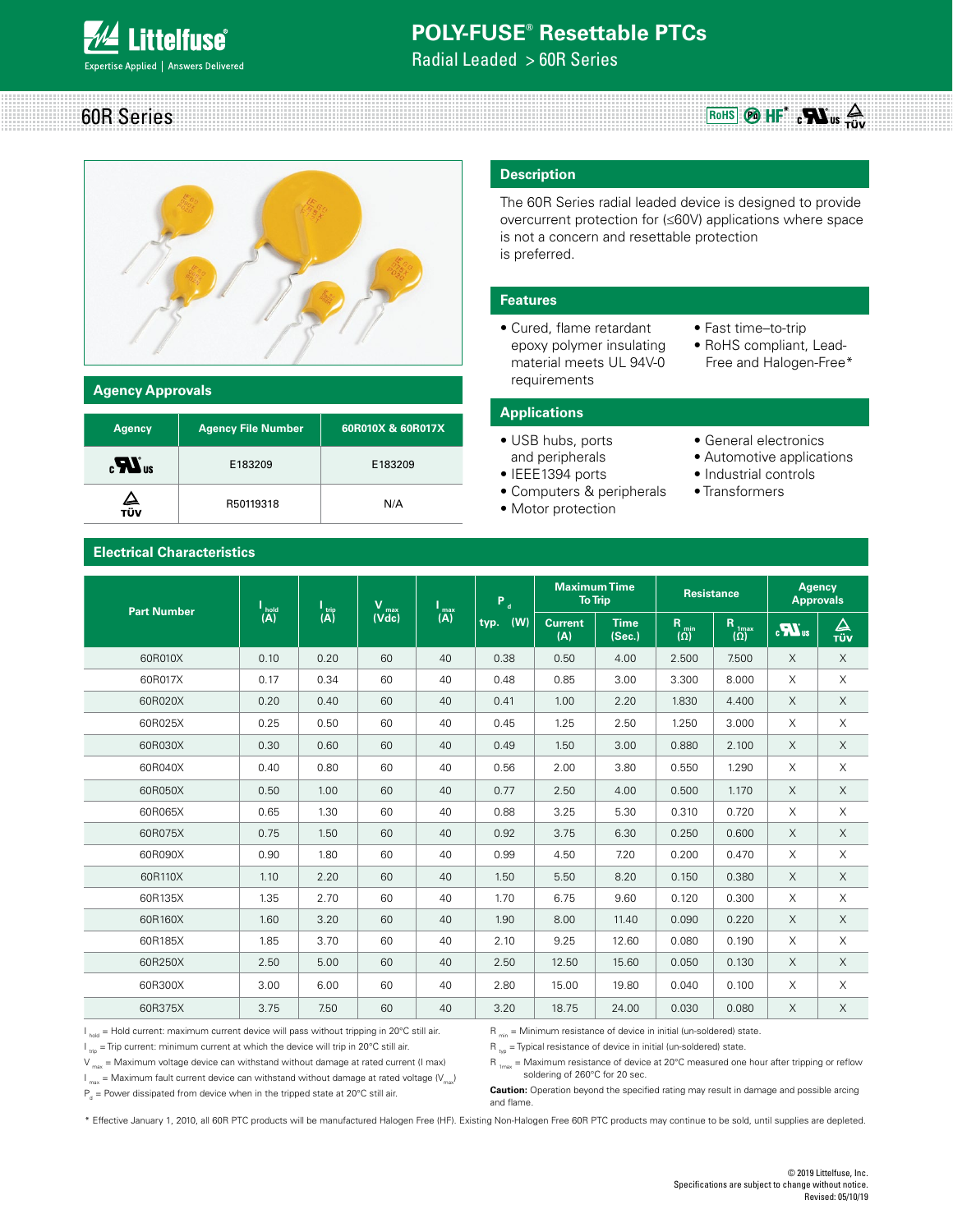# POLY-FUSE® Resettable PTCs

Radial Leaded > 60R Series

## 60R Series

### Description

The 60R Series radial leaded device is designed to provide overcurrent protection for (≤60V) applications where space is not a concern and resettable protection is preferred.

### Features

- Cured, flame retardant epoxy polymer insulating material meets UL 94V-0 requirements
- Fast time–to-trip
- RoHS compliant, Lead-Free and Halogen-Free*

### Applications

- USB hubs, ports and peripherals
- IEEE1394 ports
- Computers & peripherals
- Motor protection
- General electronics
- Automotive applications
- Industrial controls
- Transformers

### Agency Approvals

| Agency | Agency File Number | 60R010X & 60R017X |
|---|---|---|
| cULus | E183209 | E183209 |
| TÜV | R50119318 | N/A |

### Electrical Characteristics

| Part Number | $I_{hold}$ (A) | $I_{trip}$ (A) | $V_{max}$ (Vdc) | $I_{max}$ (A) | $P_d$ typ. (W) | Maximum Time To Trip | | Resistance | | Agency Approvals | |
|---|---|---|---|---|---|---|---|---|---|---|---|
| | | | | | | Current (A) | Time (Sec.) | $R_{min}$ (Ω) | $R_{1max}$ (Ω) | cULus | TÜV |
| 60R010X | 0.10 | 0.20 | 60 | 40 | 0.38 | 0.50 | 4.00 | 2.500 | 7.500 | X | X |
| 60R017X | 0.17 | 0.34 | 60 | 40 | 0.48 | 0.85 | 3.00 | 3.300 | 8.000 | X | X |
| 60R020X | 0.20 | 0.40 | 60 | 40 | 0.41 | 1.00 | 2.20 | 1.830 | 4.400 | X | X |
| 60R025X | 0.25 | 0.50 | 60 | 40 | 0.45 | 1.25 | 2.50 | 1.250 | 3.000 | X | X |
| 60R030X | 0.30 | 0.60 | 60 | 40 | 0.49 | 1.50 | 3.00 | 0.880 | 2.100 | X | X |
| 60R040X | 0.40 | 0.80 | 60 | 40 | 0.56 | 2.00 | 3.80 | 0.550 | 1.290 | X | X |
| 60R050X | 0.50 | 1.00 | 60 | 40 | 0.77 | 2.50 | 4.00 | 0.500 | 1.170 | X | X |
| 60R065X | 0.65 | 1.30 | 60 | 40 | 0.88 | 3.25 | 5.30 | 0.310 | 0.720 | X | X |
| 60R075X | 0.75 | 1.50 | 60 | 40 | 0.92 | 3.75 | 6.30 | 0.250 | 0.600 | X | X |
| 60R090X | 0.90 | 1.80 | 60 | 40 | 0.99 | 4.50 | 7.20 | 0.200 | 0.470 | X | X |
| 60R110X | 1.10 | 2.20 | 60 | 40 | 1.50 | 5.50 | 8.20 | 0.150 | 0.380 | X | X |
| 60R135X | 1.35 | 2.70 | 60 | 40 | 1.70 | 6.75 | 9.60 | 0.120 | 0.300 | X | X |
| 60R160X | 1.60 | 3.20 | 60 | 40 | 1.90 | 8.00 | 11.40 | 0.090 | 0.220 | X | X |
| 60R185X | 1.85 | 3.70 | 60 | 40 | 2.10 | 9.25 | 12.60 | 0.080 | 0.190 | X | X |
| 60R250X | 2.50 | 5.00 | 60 | 40 | 2.50 | 12.50 | 15.60 | 0.050 | 0.130 | X | X |
| 60R300X | 3.00 | 6.00 | 60 | 40 | 2.80 | 15.00 | 19.80 | 0.040 | 0.100 | X | X |
| 60R375X | 3.75 | 7.50 | 60 | 40 | 3.20 | 18.75 | 24.00 | 0.030 | 0.080 | X | X |

$I_{hold}$ = Hold current: maximum current device will pass without tripping in 20°C still air.
$I_{trip}$ = Trip current: minimum current at which the device will trip in 20°C still air.
$V_{max}$ = Maximum voltage device can withstand without damage at rated current (I max)
$I_{max}$ = Maximum fault current device can withstand without damage at rated voltage ($V_{max}$)
$P_d$ = Power dissipated from device when in the tripped state at 20°C still air.
$R_{min}$ = Minimum resistance of device in initial (un-soldered) state.
$R_{typ}$ = Typical resistance of device in initial (un-soldered) state.
$R_{1max}$ = Maximum resistance of device at 20°C measured one hour after tripping or reflow soldering of 260°C for 20 sec.

**Caution:** Operation beyond the specified rating may result in damage and possible arcing and flame.

\* Effective January 1, 2010, all 60R PTC products will be manufactured Halogen Free (HF). Existing Non-Halogen Free 60R PTC products may continue to be sold, until supplies are depleted.

© 2019 Littelfuse, Inc.
Specifications are subject to change without notice.
Revised: 05/10/19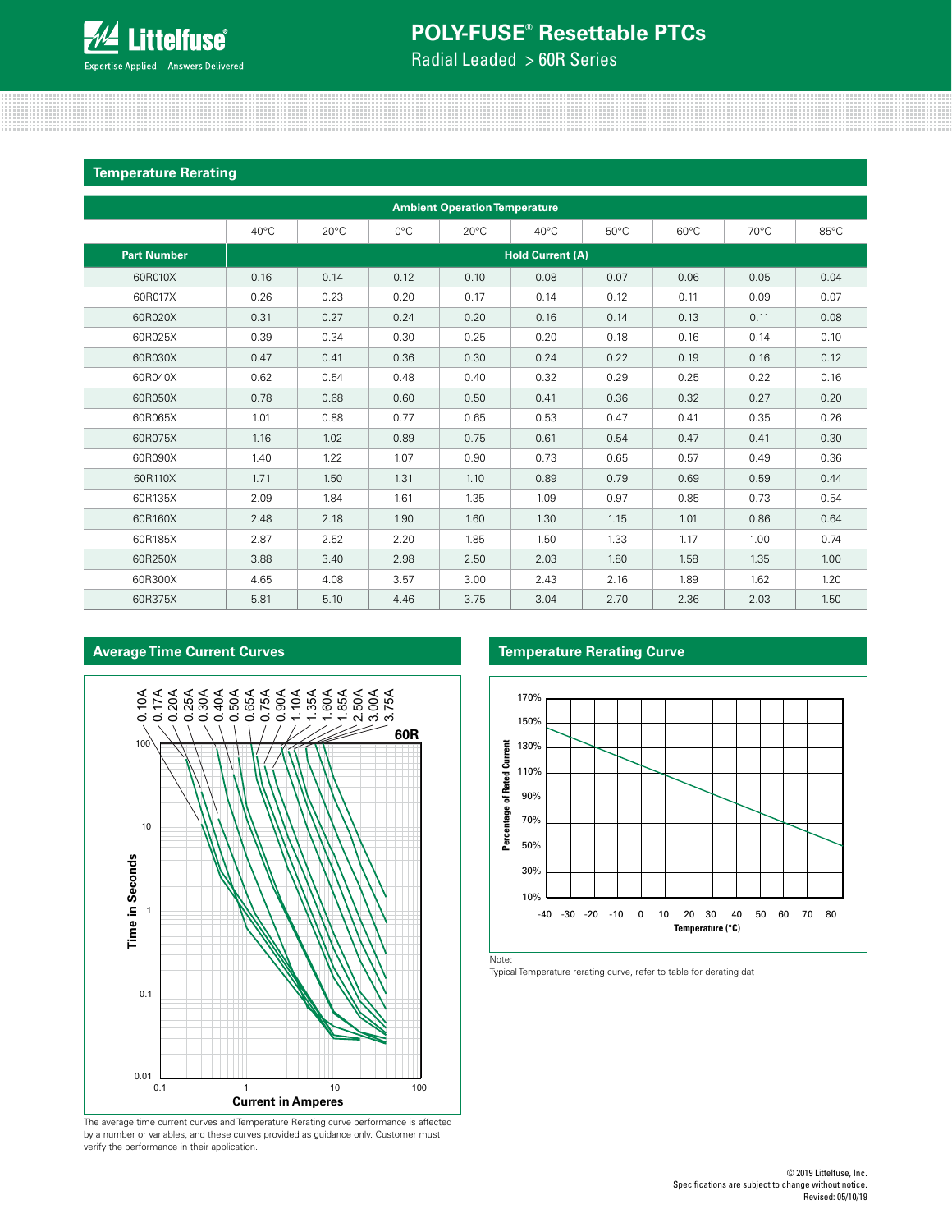## Temperature Rerating

| | Ambient Operation Temperature | | | | | | | | |
|---|---|---|---|---|---|---|---|---|---|
| | -40°C | -20°C | 0°C | 20°C | 40°C | 50°C | 60°C | 70°C | 85°C |
| **Part Number** | **Hold Current (A)** | | | | | | | | |
| 60R010X | 0.16 | 0.14 | 0.12 | 0.10 | 0.08 | 0.07 | 0.06 | 0.05 | 0.04 |
| 60R017X | 0.26 | 0.23 | 0.20 | 0.17 | 0.14 | 0.12 | 0.11 | 0.09 | 0.07 |
| 60R020X | 0.31 | 0.27 | 0.24 | 0.20 | 0.16 | 0.14 | 0.13 | 0.11 | 0.08 |
| 60R025X | 0.39 | 0.34 | 0.30 | 0.25 | 0.20 | 0.18 | 0.16 | 0.14 | 0.10 |
| 60R030X | 0.47 | 0.41 | 0.36 | 0.30 | 0.24 | 0.22 | 0.19 | 0.16 | 0.12 |
| 60R040X | 0.62 | 0.54 | 0.48 | 0.40 | 0.32 | 0.29 | 0.25 | 0.22 | 0.16 |
| 60R050X | 0.78 | 0.68 | 0.60 | 0.50 | 0.41 | 0.36 | 0.32 | 0.27 | 0.20 |
| 60R065X | 1.01 | 0.88 | 0.77 | 0.65 | 0.53 | 0.47 | 0.41 | 0.35 | 0.26 |
| 60R075X | 1.16 | 1.02 | 0.89 | 0.75 | 0.61 | 0.54 | 0.47 | 0.41 | 0.30 |
| 60R090X | 1.40 | 1.22 | 1.07 | 0.90 | 0.73 | 0.65 | 0.57 | 0.49 | 0.36 |
| 60R110X | 1.71 | 1.50 | 1.31 | 1.10 | 0.89 | 0.79 | 0.69 | 0.59 | 0.44 |
| 60R135X | 2.09 | 1.84 | 1.61 | 1.35 | 1.09 | 0.97 | 0.85 | 0.73 | 0.54 |
| 60R160X | 2.48 | 2.18 | 1.90 | 1.60 | 1.30 | 1.15 | 1.01 | 0.86 | 0.64 |
| 60R185X | 2.87 | 2.52 | 2.20 | 1.85 | 1.50 | 1.33 | 1.17 | 1.00 | 0.74 |
| 60R250X | 3.88 | 3.40 | 2.98 | 2.50 | 2.03 | 1.80 | 1.58 | 1.35 | 1.00 |
| 60R300X | 4.65 | 4.08 | 3.57 | 3.00 | 2.43 | 2.16 | 1.89 | 1.62 | 1.20 |
| 60R375X | 5.81 | 5.10 | 4.46 | 3.75 | 3.04 | 2.70 | 2.36 | 2.03 | 1.50 |

## Average Time Current Curves

The average time current curves and Temperature Rerating curve performance is affected by a number or variables, and these curves provided as guidance only. Customer must verify the performance in their application.

## Temperature Rerating Curve

Note:
Typical Temperature rerating curve, refer to table for derating dat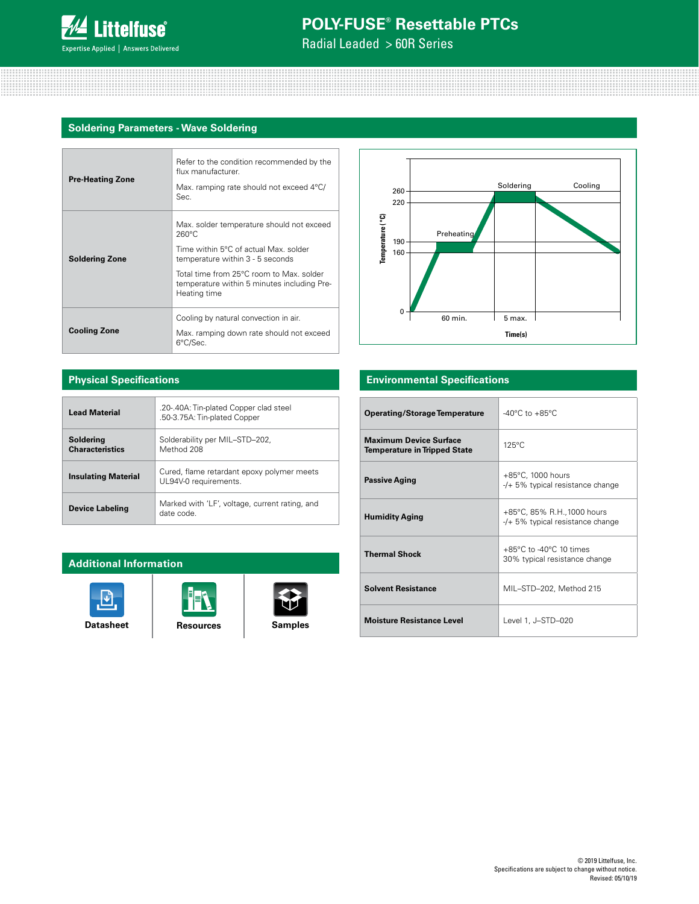## Soldering Parameters - Wave Soldering

| | |
|---|---|
| **Pre-Heating Zone** | Refer to the condition recommended by the flux manufacturer.<br>Max. ramping rate should not exceed 4°C/Sec. |
| **Soldering Zone** | Max. solder temperature should not exceed 260°C<br>Time within 5°C of actual Max. solder temperature within 3 - 5 seconds<br>Total time from 25°C room to Max. solder temperature within 5 minutes including Pre-Heating time |
| **Cooling Zone** | Cooling by natural convection in air.<br>Max. ramping down rate should not exceed 6°C/Sec. |

Temperature (°C): 0, 160, 190, 220, 260 — Preheating (60 min.), Soldering (5 max.), Cooling — Time(s)

## Physical Specifications

| | |
|---|---|
| **Lead Material** | .20-.40A: Tin-plated Copper clad steel<br>.50-3.75A: Tin-plated Copper |
| **Soldering Characteristics** | Solderability per MIL–STD–202, Method 208 |
| **Insulating Material** | Cured, flame retardant epoxy polymer meets UL94V-0 requirements. |
| **Device Labeling** | Marked with 'LF', voltage, current rating, and date code. |

## Environmental Specifications

| | |
|---|---|
| **Operating/Storage Temperature** | -40°C to +85°C |
| **Maximum Device Surface Temperature in Tripped State** | 125°C |
| **Passive Aging** | +85°C, 1000 hours<br>-/+ 5% typical resistance change |
| **Humidity Aging** | +85°C, 85% R.H.,1000 hours<br>-/+ 5% typical resistance change |
| **Thermal Shock** | +85°C to -40°C 10 times<br>30% typical resistance change |
| **Solvent Resistance** | MIL–STD–202, Method 215 |
| **Moisture Resistance Level** | Level 1, J–STD–020 |

## Additional Information

Datasheet | Resources | Samples

© 2019 Littelfuse, Inc.
Specifications are subject to change without notice.
Revised: 05/10/19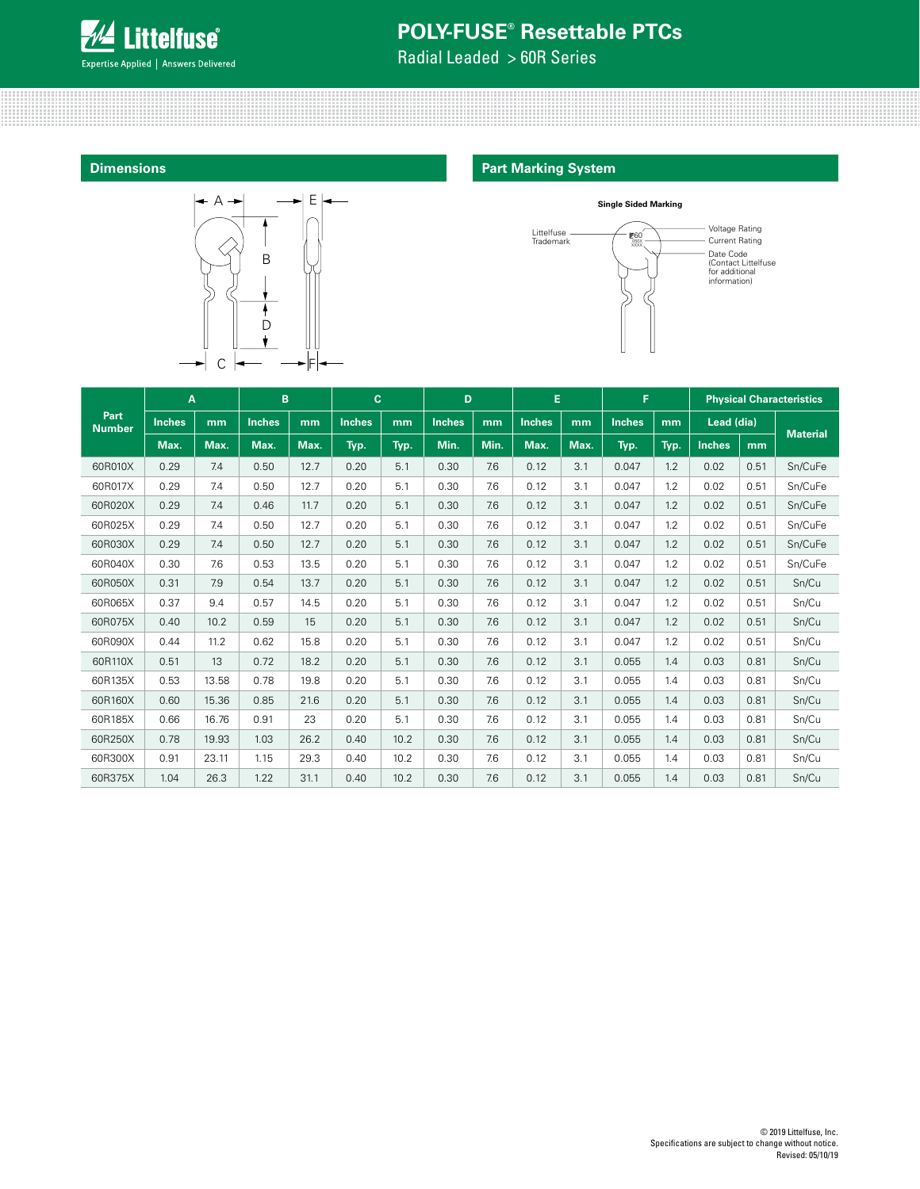## Dimensions

## Part Marking System

**Single Sided Marking**

Littelfuse Trademark

Voltage Rating
Current Rating
Date Code (Contact Littelfuse for additional information)

| Part Number | A | | B | | C | | D | | E | | F | | Physical Characteristics | | |
|---|---|---|---|---|---|---|---|---|---|---|---|---|---|---|---|
| | Inches | mm | Inches | mm | Inches | mm | Inches | mm | Inches | mm | Inches | mm | Lead (dia) | | Material |
| | Max. | Max. | Max. | Max. | Typ. | Typ. | Min. | Min. | Max. | Max. | Typ. | Typ. | Inches | mm | |
| 60R010X | 0.29 | 7.4 | 0.50 | 12.7 | 0.20 | 5.1 | 0.30 | 7.6 | 0.12 | 3.1 | 0.047 | 1.2 | 0.02 | 0.51 | Sn/CuFe |
| 60R017X | 0.29 | 7.4 | 0.50 | 12.7 | 0.20 | 5.1 | 0.30 | 7.6 | 0.12 | 3.1 | 0.047 | 1.2 | 0.02 | 0.51 | Sn/CuFe |
| 60R020X | 0.29 | 7.4 | 0.46 | 11.7 | 0.20 | 5.1 | 0.30 | 7.6 | 0.12 | 3.1 | 0.047 | 1.2 | 0.02 | 0.51 | Sn/CuFe |
| 60R025X | 0.29 | 7.4 | 0.50 | 12.7 | 0.20 | 5.1 | 0.30 | 7.6 | 0.12 | 3.1 | 0.047 | 1.2 | 0.02 | 0.51 | Sn/CuFe |
| 60R030X | 0.29 | 7.4 | 0.50 | 12.7 | 0.20 | 5.1 | 0.30 | 7.6 | 0.12 | 3.1 | 0.047 | 1.2 | 0.02 | 0.51 | Sn/CuFe |
| 60R040X | 0.30 | 7.6 | 0.53 | 13.5 | 0.20 | 5.1 | 0.30 | 7.6 | 0.12 | 3.1 | 0.047 | 1.2 | 0.02 | 0.51 | Sn/CuFe |
| 60R050X | 0.31 | 7.9 | 0.54 | 13.7 | 0.20 | 5.1 | 0.30 | 7.6 | 0.12 | 3.1 | 0.047 | 1.2 | 0.02 | 0.51 | Sn/Cu |
| 60R065X | 0.37 | 9.4 | 0.57 | 14.5 | 0.20 | 5.1 | 0.30 | 7.6 | 0.12 | 3.1 | 0.047 | 1.2 | 0.02 | 0.51 | Sn/Cu |
| 60R075X | 0.40 | 10.2 | 0.59 | 15 | 0.20 | 5.1 | 0.30 | 7.6 | 0.12 | 3.1 | 0.047 | 1.2 | 0.02 | 0.51 | Sn/Cu |
| 60R090X | 0.44 | 11.2 | 0.62 | 15.8 | 0.20 | 5.1 | 0.30 | 7.6 | 0.12 | 3.1 | 0.047 | 1.2 | 0.02 | 0.51 | Sn/Cu |
| 60R110X | 0.51 | 13 | 0.72 | 18.2 | 0.20 | 5.1 | 0.30 | 7.6 | 0.12 | 3.1 | 0.055 | 1.4 | 0.03 | 0.81 | Sn/Cu |
| 60R135X | 0.53 | 13.58 | 0.78 | 19.8 | 0.20 | 5.1 | 0.30 | 7.6 | 0.12 | 3.1 | 0.055 | 1.4 | 0.03 | 0.81 | Sn/Cu |
| 60R160X | 0.60 | 15.36 | 0.85 | 21.6 | 0.20 | 5.1 | 0.30 | 7.6 | 0.12 | 3.1 | 0.055 | 1.4 | 0.03 | 0.81 | Sn/Cu |
| 60R185X | 0.66 | 16.76 | 0.91 | 23 | 0.20 | 5.1 | 0.30 | 7.6 | 0.12 | 3.1 | 0.055 | 1.4 | 0.03 | 0.81 | Sn/Cu |
| 60R250X | 0.78 | 19.93 | 1.03 | 26.2 | 0.40 | 10.2 | 0.30 | 7.6 | 0.12 | 3.1 | 0.055 | 1.4 | 0.03 | 0.81 | Sn/Cu |
| 60R300X | 0.91 | 23.11 | 1.15 | 29.3 | 0.40 | 10.2 | 0.30 | 7.6 | 0.12 | 3.1 | 0.055 | 1.4 | 0.03 | 0.81 | Sn/Cu |
| 60R375X | 1.04 | 26.3 | 1.22 | 31.1 | 0.40 | 10.2 | 0.30 | 7.6 | 0.12 | 3.1 | 0.055 | 1.4 | 0.03 | 0.81 | Sn/Cu |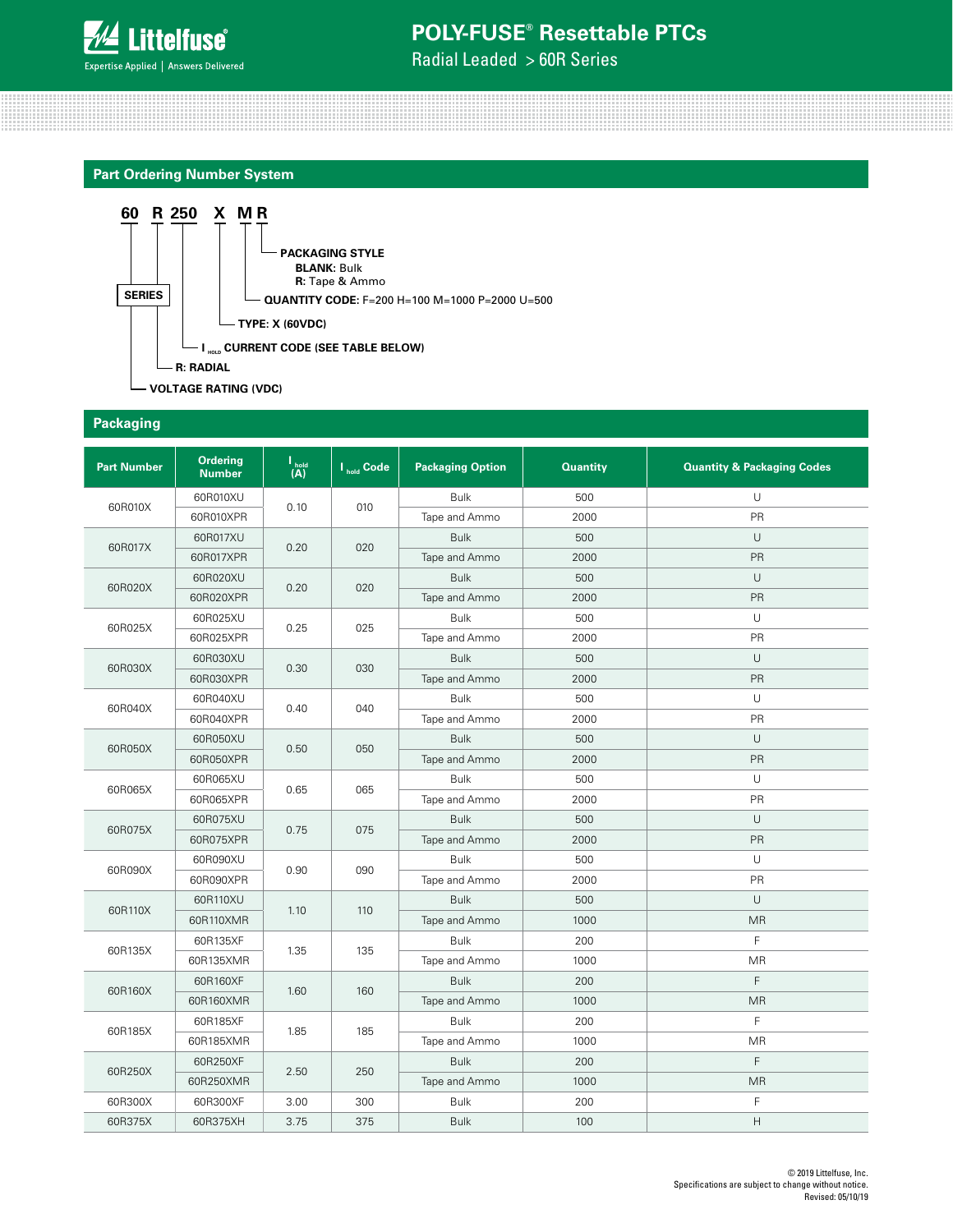# POLY-FUSE® Resettable PTCs

Radial Leaded > 60R Series

## Part Ordering Number System

**60 R 250 X M R**

- **60** — **SERIES** — **VOLTAGE RATING (VDC)**
- **R** — **R: RADIAL**
- **250** — **$I_{HOLD}$ CURRENT CODE (SEE TABLE BELOW)**
- **X** — **TYPE: X (60VDC)**
- **M** — **QUANTITY CODE:** F=200 H=100 M=1000 P=2000 U=500
- **R** — **PACKAGING STYLE**
  - **BLANK:** Bulk
  - **R:** Tape & Ammo

## Packaging

| Part Number | Ordering Number | $I_{hold}$ (A) | $I_{hold}$ Code | Packaging Option | Quantity | Quantity & Packaging Codes |
|---|---|---|---|---|---|---|
| 60R010X | 60R010XU | 0.10 | 010 | Bulk | 500 | U |
| | 60R010XPR | | | Tape and Ammo | 2000 | PR |
| 60R017X | 60R017XU | 0.20 | 020 | Bulk | 500 | U |
| | 60R017XPR | | | Tape and Ammo | 2000 | PR |
| 60R020X | 60R020XU | 0.20 | 020 | Bulk | 500 | U |
| | 60R020XPR | | | Tape and Ammo | 2000 | PR |
| 60R025X | 60R025XU | 0.25 | 025 | Bulk | 500 | U |
| | 60R025XPR | | | Tape and Ammo | 2000 | PR |
| 60R030X | 60R030XU | 0.30 | 030 | Bulk | 500 | U |
| | 60R030XPR | | | Tape and Ammo | 2000 | PR |
| 60R040X | 60R040XU | 0.40 | 040 | Bulk | 500 | U |
| | 60R040XPR | | | Tape and Ammo | 2000 | PR |
| 60R050X | 60R050XU | 0.50 | 050 | Bulk | 500 | U |
| | 60R050XPR | | | Tape and Ammo | 2000 | PR |
| 60R065X | 60R065XU | 0.65 | 065 | Bulk | 500 | U |
| | 60R065XPR | | | Tape and Ammo | 2000 | PR |
| 60R075X | 60R075XU | 0.75 | 075 | Bulk | 500 | U |
| | 60R075XPR | | | Tape and Ammo | 2000 | PR |
| 60R090X | 60R090XU | 0.90 | 090 | Bulk | 500 | U |
| | 60R090XPR | | | Tape and Ammo | 2000 | PR |
| 60R110X | 60R110XU | 1.10 | 110 | Bulk | 500 | U |
| | 60R110XMR | | | Tape and Ammo | 1000 | MR |
| 60R135X | 60R135XF | 1.35 | 135 | Bulk | 200 | F |
| | 60R135XMR | | | Tape and Ammo | 1000 | MR |
| 60R160X | 60R160XF | 1.60 | 160 | Bulk | 200 | F |
| | 60R160XMR | | | Tape and Ammo | 1000 | MR |
| 60R185X | 60R185XF | 1.85 | 185 | Bulk | 200 | F |
| | 60R185XMR | | | Tape and Ammo | 1000 | MR |
| 60R250X | 60R250XF | 2.50 | 250 | Bulk | 200 | F |
| | 60R250XMR | | | Tape and Ammo | 1000 | MR |
| 60R300X | 60R300XF | 3.00 | 300 | Bulk | 200 | F |
| 60R375X | 60R375XH | 3.75 | 375 | Bulk | 100 | H |

© 2019 Littelfuse, Inc.
Specifications are subject to change without notice.
Revised: 05/10/19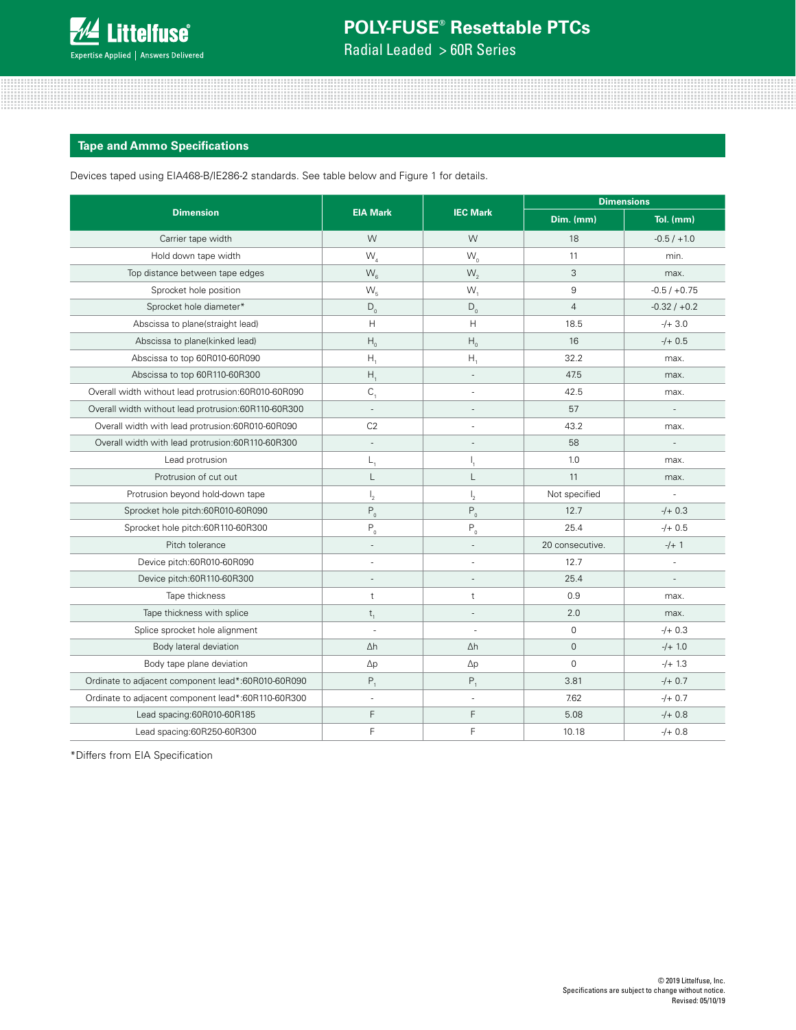## Tape and Ammo Specifications

Devices taped using EIA468-B/IE286-2 standards. See table below and Figure 1 for details.

| Dimension | EIA Mark | IEC Mark | Dimensions | |
|---|---|---|---|---|
| | | | Dim. (mm) | Tol. (mm) |
| Carrier tape width | W | W | 18 | -0.5 / +1.0 |
| Hold down tape width | $W_4$ | $W_0$ | 11 | min. |
| Top distance between tape edges | $W_6$ | $W_2$ | 3 | max. |
| Sprocket hole position | $W_5$ | $W_1$ | 9 | -0.5 / +0.75 |
| Sprocket hole diameter* | $D_0$ | $D_0$ | 4 | -0.32 / +0.2 |
| Abscissa to plane(straight lead) | H | H | 18.5 | -/+ 3.0 |
| Abscissa to plane(kinked lead) | $H_0$ | $H_0$ | 16 | -/+ 0.5 |
| Abscissa to top 60R010-60R090 | $H_1$ | $H_1$ | 32.2 | max. |
| Abscissa to top 60R110-60R300 | $H_1$ | - | 47.5 | max. |
| Overall width without lead protrusion:60R010-60R090 | $C_1$ | - | 42.5 | max. |
| Overall width without lead protrusion:60R110-60R300 | - | - | 57 | - |
| Overall width with lead protrusion:60R010-60R090 | C2 | - | 43.2 | max. |
| Overall width with lead protrusion:60R110-60R300 | - | - | 58 | - |
| Lead protrusion | $L_1$ | $l_1$ | 1.0 | max. |
| Protrusion of cut out | L | L | 11 | max. |
| Protrusion beyond hold-down tape | $l_2$ | $l_2$ | Not specified | - |
| Sprocket hole pitch:60R010-60R090 | $P_0$ | $P_0$ | 12.7 | -/+ 0.3 |
| Sprocket hole pitch:60R110-60R300 | $P_0$ | $P_0$ | 25.4 | -/+ 0.5 |
| Pitch tolerance | - | - | 20 consecutive. | -/+ 1 |
| Device pitch:60R010-60R090 | - | - | 12.7 | - |
| Device pitch:60R110-60R300 | - | - | 25.4 | - |
| Tape thickness | t | t | 0.9 | max. |
| Tape thickness with splice | $t_1$ | - | 2.0 | max. |
| Splice sprocket hole alignment | - | - | 0 | -/+ 0.3 |
| Body lateral deviation | Δh | Δh | 0 | -/+ 1.0 |
| Body tape plane deviation | Δp | Δp | 0 | -/+ 1.3 |
| Ordinate to adjacent component lead*:60R010-60R090 | $P_1$ | $P_1$ | 3.81 | -/+ 0.7 |
| Ordinate to adjacent component lead*:60R110-60R300 | - | - | 7.62 | -/+ 0.7 |
| Lead spacing:60R010-60R185 | F | F | 5.08 | -/+ 0.8 |
| Lead spacing:60R250-60R300 | F | F | 10.18 | -/+ 0.8 |

*Differs from EIA Specification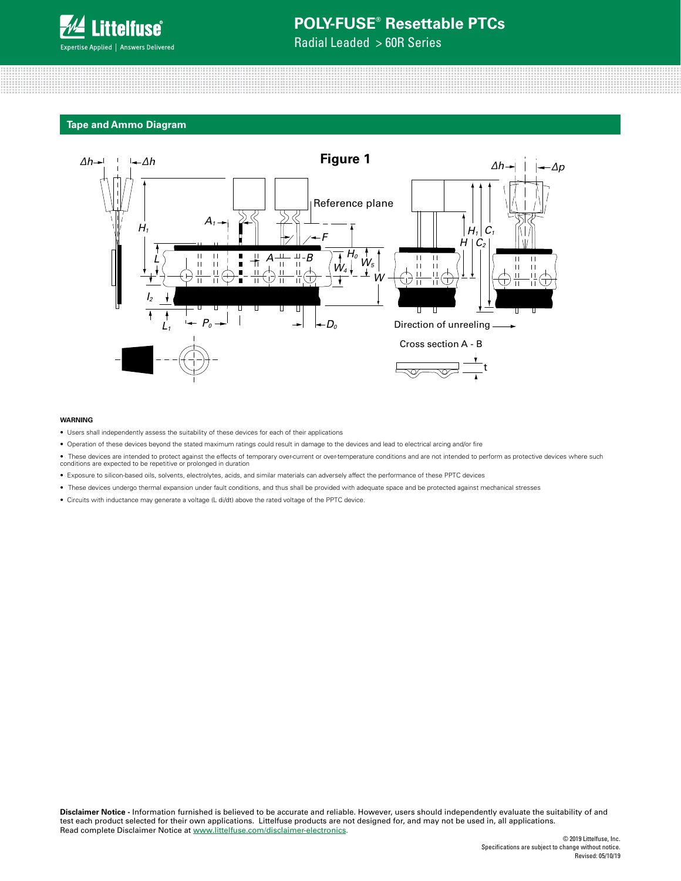## Tape and Ammo Diagram

Figure 1

Reference plane

Direction of unreeling

Cross section A - B

**WARNING**

- Users shall independently assess the suitability of these devices for each of their applications
- Operation of these devices beyond the stated maximum ratings could result in damage to the devices and lead to electrical arcing and/or fire
- These devices are intended to protect against the effects of temporary over-current or over-temperature conditions and are not intended to perform as protective devices where such conditions are expected to be repetitive or prolonged in duration
- Exposure to silicon-based oils, solvents, electrolytes, acids, and similar materials can adversely affect the performance of these PPTC devices
- These devices undergo thermal expansion under fault conditions, and thus shall be provided with adequate space and be protected against mechanical stresses
- Circuits with inductance may generate a voltage (L di/dt) above the rated voltage of the PPTC device.

**Disclaimer Notice** - Information furnished is believed to be accurate and reliable. However, users should independently evaluate the suitability of and test each product selected for their own applications. Littelfuse products are not designed for, and may not be used in, all applications. Read complete Disclaimer Notice at www.littelfuse.com/disclaimer-electronics.

© 2019 Littelfuse, Inc.
Specifications are subject to change without notice.
Revised: 05/10/19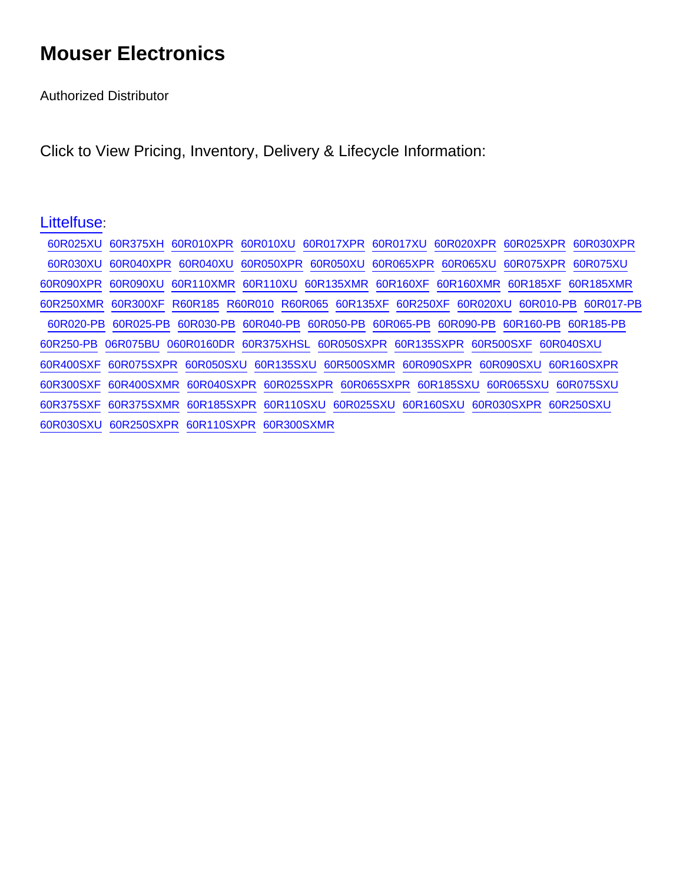# Mouser Electronics

Authorized Distributor

Click to View Pricing, Inventory, Delivery & Lifecycle Information:

Littelfuse:

60R025XU 60R375XH 60R010XPR 60R010XU 60R017XPR 60R017XU 60R020XPR 60R025XPR 60R030XPR 60R030XU 60R040XPR 60R040XU 60R050XPR 60R050XU 60R065XPR 60R065XU 60R075XPR 60R075XU 60R090XPR 60R090XU 60R110XMR 60R110XU 60R135XMR 60R160XF 60R160XMR 60R185XF 60R185XMR 60R250XMR 60R300XF R60R185 R60R010 R60R065 60R135XF 60R250XF 60R020XU 60R010-PB 60R017-PB 60R020-PB 60R025-PB 60R030-PB 60R040-PB 60R050-PB 60R065-PB 60R090-PB 60R160-PB 60R185-PB 60R250-PB 06R075BU 060R0160DR 60R375XHSL 60R050SXPR 60R135SXPR 60R500SXF 60R040SXU 60R400SXF 60R075SXPR 60R050SXU 60R135SXU 60R500SXMR 60R090SXPR 60R090SXU 60R160SXPR 60R300SXF 60R400SXMR 60R040SXPR 60R025SXPR 60R065SXPR 60R185SXU 60R065SXU 60R075SXU 60R375SXF 60R375SXMR 60R185SXPR 60R110SXU 60R025SXU 60R160SXU 60R030SXPR 60R250SXU 60R030SXU 60R250SXPR 60R110SXPR 60R300SXMR